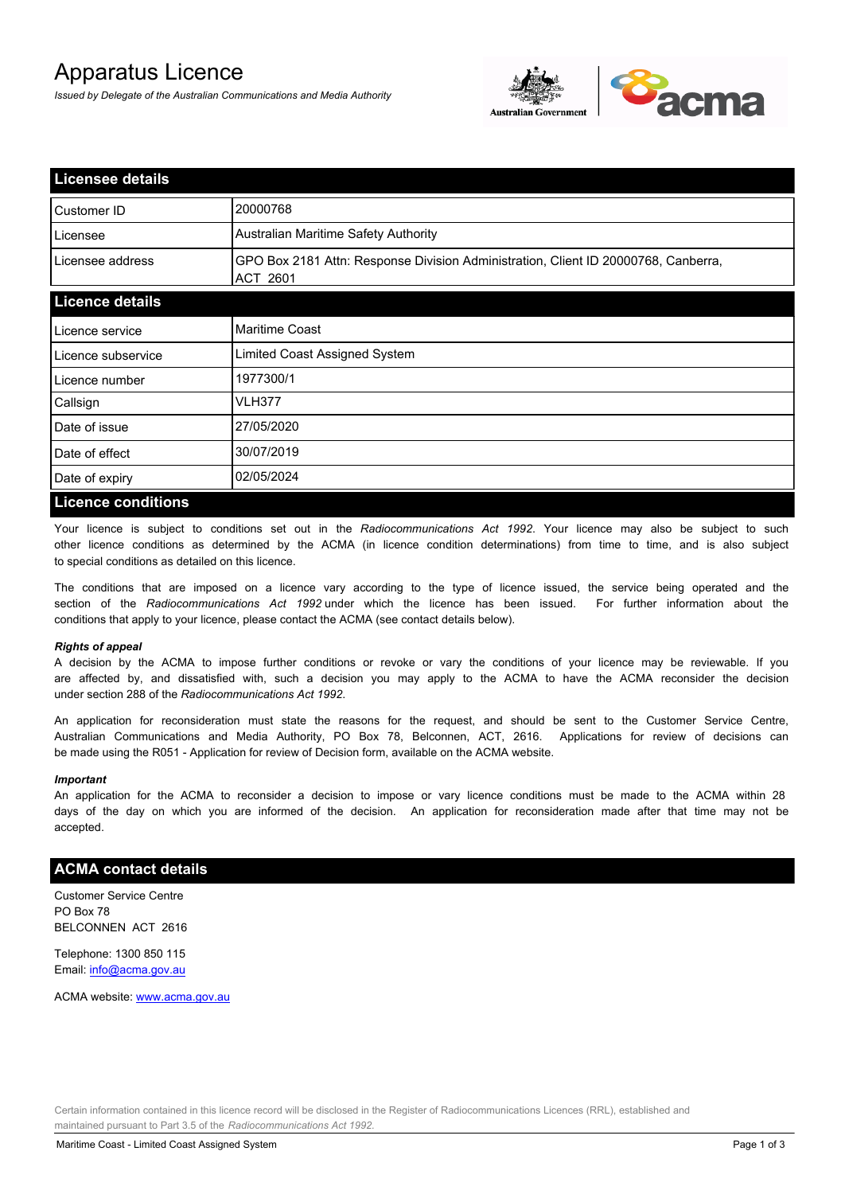# Apparatus Licence

*Issued by Delegate of the Australian Communications and Media Authority*

## Licensee details

| | |
|---|---|
| Customer ID | 20000768 |
| Licensee | Australian Maritime Safety Authority |
| Licensee address | GPO Box 2181 Attn: Response Division Administration, Client ID 20000768, Canberra, ACT 2601 |

## Licence details

| | |
|---|---|
| Licence service | Maritime Coast |
| Licence subservice | Limited Coast Assigned System |
| Licence number | 1977300/1 |
| Callsign | VLH377 |
| Date of issue | 27/05/2020 |
| Date of effect | 30/07/2019 |
| Date of expiry | 02/05/2024 |

## Licence conditions

Your licence is subject to conditions set out in the *Radiocommunications Act 1992*. Your licence may also be subject to such other licence conditions as determined by the ACMA (in licence condition determinations) from time to time, and is also subject to special conditions as detailed on this licence.

The conditions that are imposed on a licence vary according to the type of licence issued, the service being operated and the section of the *Radiocommunications Act 1992* under which the licence has been issued. For further information about the conditions that apply to your licence, please contact the ACMA (see contact details below).

***Rights of appeal***

A decision by the ACMA to impose further conditions or revoke or vary the conditions of your licence may be reviewable. If you are affected by, and dissatisfied with, such a decision you may apply to the ACMA to have the ACMA reconsider the decision under section 288 of the *Radiocommunications Act 1992*.

An application for reconsideration must state the reasons for the request, and should be sent to the Customer Service Centre, Australian Communications and Media Authority, PO Box 78, Belconnen, ACT, 2616. Applications for review of decisions can be made using the R051 - Application for review of Decision form, available on the ACMA website.

***Important***

An application for the ACMA to reconsider a decision to impose or vary licence conditions must be made to the ACMA within 28 days of the day on which you are informed of the decision. An application for reconsideration made after that time may not be accepted.

## ACMA contact details

Customer Service Centre
PO Box 78
BELCONNEN ACT 2616

Telephone: 1300 850 115
Email: info@acma.gov.au

ACMA website: www.acma.gov.au

Certain information contained in this licence record will be disclosed in the Register of Radiocommunications Licences (RRL), established and maintained pursuant to Part 3.5 of the *Radiocommunications Act 1992.*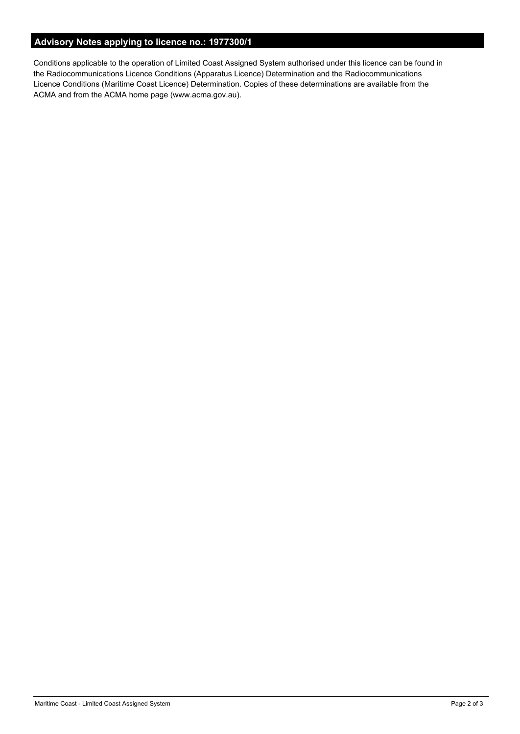## Advisory Notes applying to licence no.: 1977300/1

Conditions applicable to the operation of Limited Coast Assigned System authorised under this licence can be found in the Radiocommunications Licence Conditions (Apparatus Licence) Determination and the Radiocommunications Licence Conditions (Maritime Coast Licence) Determination. Copies of these determinations are available from the ACMA and from the ACMA home page (www.acma.gov.au).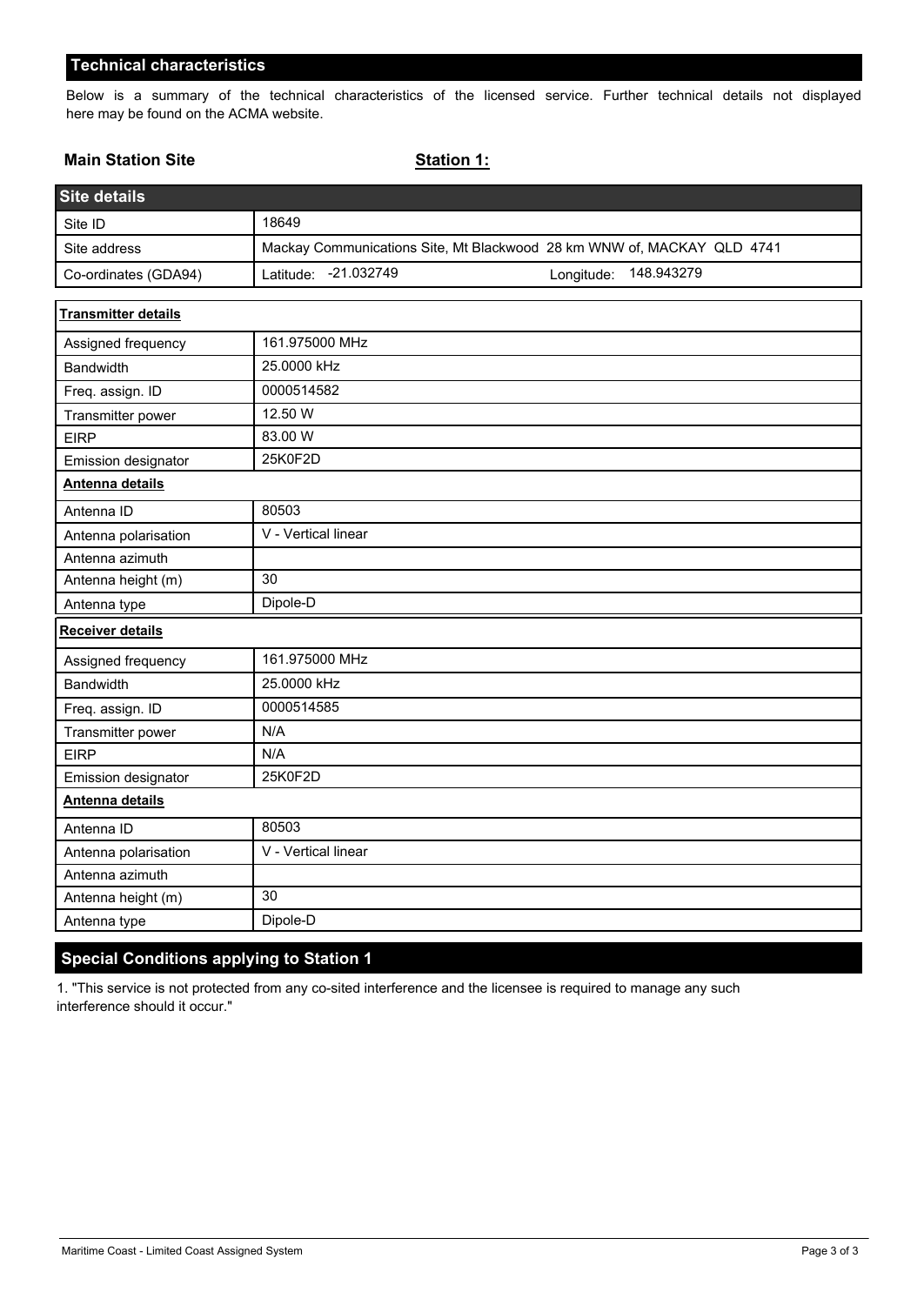## Technical characteristics

Below is a summary of the technical characteristics of the licensed service. Further technical details not displayed here may be found on the ACMA website.

**Main Station Site** **Station 1:**

| Site details | |
|---|---|
| Site ID | 18649 |
| Site address | Mackay Communications Site, Mt Blackwood 28 km WNW of, MACKAY QLD 4741 |
| Co-ordinates (GDA94) | Latitude: -21.032749 Longitude: 148.943279 |

| **Transmitter details** | |
|---|---|
| Assigned frequency | 161.975000 MHz |
| Bandwidth | 25.0000 kHz |
| Freq. assign. ID | 0000514582 |
| Transmitter power | 12.50 W |
| EIRP | 83.00 W |
| Emission designator | 25K0F2D |
| **Antenna details** | |
| Antenna ID | 80503 |
| Antenna polarisation | V - Vertical linear |
| Antenna azimuth | |
| Antenna height (m) | 30 |
| Antenna type | Dipole-D |

| **Receiver details** | |
|---|---|
| Assigned frequency | 161.975000 MHz |
| Bandwidth | 25.0000 kHz |
| Freq. assign. ID | 0000514585 |
| Transmitter power | N/A |
| EIRP | N/A |
| Emission designator | 25K0F2D |
| **Antenna details** | |
| Antenna ID | 80503 |
| Antenna polarisation | V - Vertical linear |
| Antenna azimuth | |
| Antenna height (m) | 30 |
| Antenna type | Dipole-D |

## Special Conditions applying to Station 1

1. "This service is not protected from any co-sited interference and the licensee is required to manage any such interference should it occur."